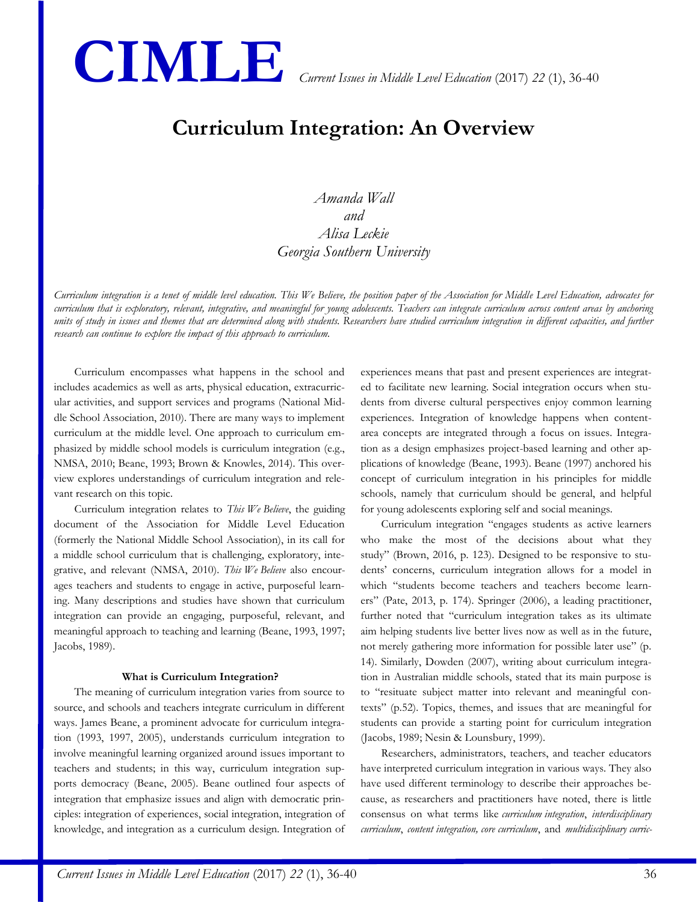# Curriculum Integration: An Overview

*Amanda Wall*
*and*
*Alisa Leckie*
*Georgia Southern University*

*Curriculum integration is a tenet of middle level education. This We Believe, the position paper of the Association for Middle Level Education, advocates for curriculum that is exploratory, relevant, integrative, and meaningful for young adolescents. Teachers can integrate curriculum across content areas by anchoring units of study in issues and themes that are determined along with students. Researchers have studied curriculum integration in different capacities, and further research can continue to explore the impact of this approach to curriculum.*

Curriculum encompasses what happens in the school and includes academics as well as arts, physical education, extracurricular activities, and support services and programs (National Middle School Association, 2010). There are many ways to implement curriculum at the middle level. One approach to curriculum emphasized by middle school models is curriculum integration (e.g., NMSA, 2010; Beane, 1993; Brown & Knowles, 2014). This overview explores understandings of curriculum integration and relevant research on this topic.

Curriculum integration relates to *This We Believe*, the guiding document of the Association for Middle Level Education (formerly the National Middle School Association), in its call for a middle school curriculum that is challenging, exploratory, integrative, and relevant (NMSA, 2010). *This We Believe* also encourages teachers and students to engage in active, purposeful learning. Many descriptions and studies have shown that curriculum integration can provide an engaging, purposeful, relevant, and meaningful approach to teaching and learning (Beane, 1993, 1997; Jacobs, 1989).

### What is Curriculum Integration?

The meaning of curriculum integration varies from source to source, and schools and teachers integrate curriculum in different ways. James Beane, a prominent advocate for curriculum integration (1993, 1997, 2005), understands curriculum integration to involve meaningful learning organized around issues important to teachers and students; in this way, curriculum integration supports democracy (Beane, 2005). Beane outlined four aspects of integration that emphasize issues and align with democratic principles: integration of experiences, social integration, integration of knowledge, and integration as a curriculum design. Integration of experiences means that past and present experiences are integrated to facilitate new learning. Social integration occurs when students from diverse cultural perspectives enjoy common learning experiences. Integration of knowledge happens when content-area concepts are integrated through a focus on issues. Integration as a design emphasizes project-based learning and other applications of knowledge (Beane, 1993). Beane (1997) anchored his concept of curriculum integration in his principles for middle schools, namely that curriculum should be general, and helpful for young adolescents exploring self and social meanings.

Curriculum integration "engages students as active learners who make the most of the decisions about what they study" (Brown, 2016, p. 123). Designed to be responsive to students' concerns, curriculum integration allows for a model in which "students become teachers and teachers become learners" (Pate, 2013, p. 174). Springer (2006), a leading practitioner, further noted that "curriculum integration takes as its ultimate aim helping students live better lives now as well as in the future, not merely gathering more information for possible later use" (p. 14). Similarly, Dowden (2007), writing about curriculum integration in Australian middle schools, stated that its main purpose is to "resituate subject matter into relevant and meaningful contexts" (p.52). Topics, themes, and issues that are meaningful for students can provide a starting point for curriculum integration (Jacobs, 1989; Nesin & Lounsbury, 1999).

Researchers, administrators, teachers, and teacher educators have interpreted curriculum integration in various ways. They also have used different terminology to describe their approaches because, as researchers and practitioners have noted, there is little consensus on what terms like *curriculum integration*, *interdisciplinary curriculum*, *content integration, core curriculum*, and *multidisciplinary curric-*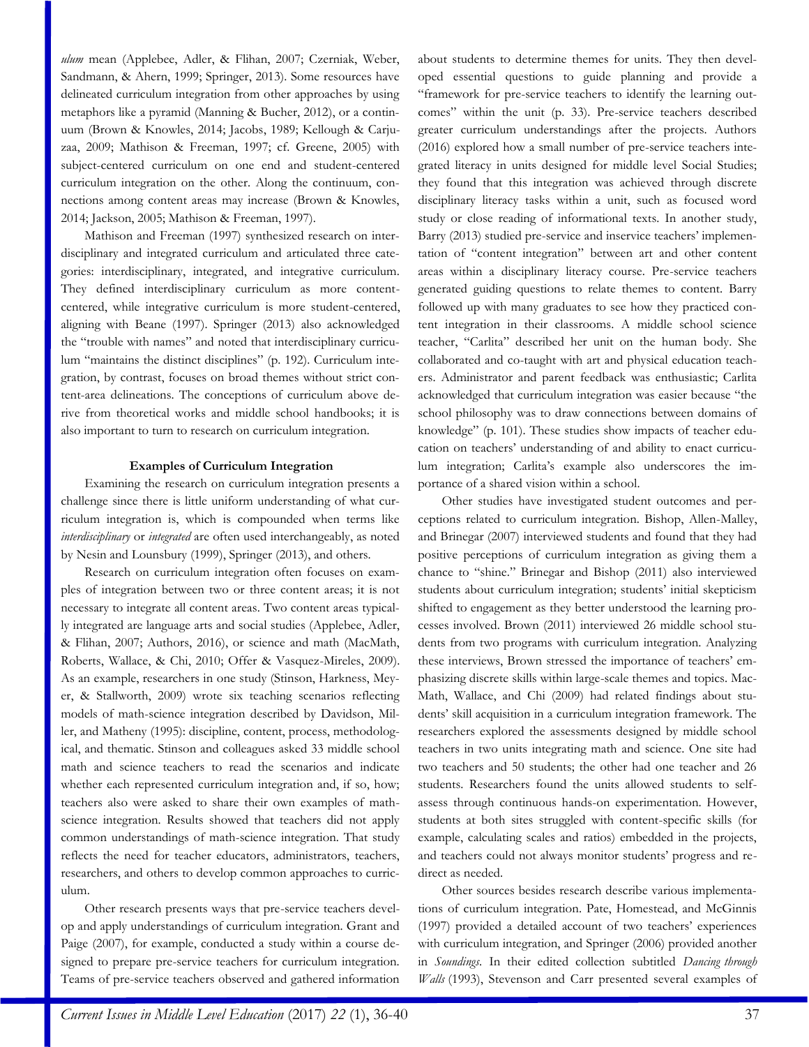*ulum* mean (Applebee, Adler, & Flihan, 2007; Czerniak, Weber, Sandmann, & Ahern, 1999; Springer, 2013). Some resources have delineated curriculum integration from other approaches by using metaphors like a pyramid (Manning & Bucher, 2012), or a continuum (Brown & Knowles, 2014; Jacobs, 1989; Kellough & Carjuzaa, 2009; Mathison & Freeman, 1997; cf. Greene, 2005) with subject-centered curriculum on one end and student-centered curriculum integration on the other. Along the continuum, connections among content areas may increase (Brown & Knowles, 2014; Jackson, 2005; Mathison & Freeman, 1997).

Mathison and Freeman (1997) synthesized research on interdisciplinary and integrated curriculum and articulated three categories: interdisciplinary, integrated, and integrative curriculum. They defined interdisciplinary curriculum as more content-centered, while integrative curriculum is more student-centered, aligning with Beane (1997). Springer (2013) also acknowledged the "trouble with names" and noted that interdisciplinary curriculum "maintains the distinct disciplines" (p. 192). Curriculum integration, by contrast, focuses on broad themes without strict content-area delineations. The conceptions of curriculum above derive from theoretical works and middle school handbooks; it is also important to turn to research on curriculum integration.

### Examples of Curriculum Integration

Examining the research on curriculum integration presents a challenge since there is little uniform understanding of what curriculum integration is, which is compounded when terms like *interdisciplinary* or *integrated* are often used interchangeably, as noted by Nesin and Lounsbury (1999), Springer (2013), and others.

Research on curriculum integration often focuses on examples of integration between two or three content areas; it is not necessary to integrate all content areas. Two content areas typically integrated are language arts and social studies (Applebee, Adler, & Flihan, 2007; Authors, 2016), or science and math (MacMath, Roberts, Wallace, & Chi, 2010; Offer & Vasquez-Mireles, 2009). As an example, researchers in one study (Stinson, Harkness, Meyer, & Stallworth, 2009) wrote six teaching scenarios reflecting models of math-science integration described by Davidson, Miller, and Matheny (1995): discipline, content, process, methodological, and thematic. Stinson and colleagues asked 33 middle school math and science teachers to read the scenarios and indicate whether each represented curriculum integration and, if so, how; teachers also were asked to share their own examples of math-science integration. Results showed that teachers did not apply common understandings of math-science integration. That study reflects the need for teacher educators, administrators, teachers, researchers, and others to develop common approaches to curriculum.

Other research presents ways that pre-service teachers develop and apply understandings of curriculum integration. Grant and Paige (2007), for example, conducted a study within a course designed to prepare pre-service teachers for curriculum integration. Teams of pre-service teachers observed and gathered information about students to determine themes for units. They then developed essential questions to guide planning and provide a "framework for pre-service teachers to identify the learning outcomes" within the unit (p. 33). Pre-service teachers described greater curriculum understandings after the projects. Authors (2016) explored how a small number of pre-service teachers integrated literacy in units designed for middle level Social Studies; they found that this integration was achieved through discrete disciplinary literacy tasks within a unit, such as focused word study or close reading of informational texts. In another study, Barry (2013) studied pre-service and inservice teachers' implementation of "content integration" between art and other content areas within a disciplinary literacy course. Pre-service teachers generated guiding questions to relate themes to content. Barry followed up with many graduates to see how they practiced content integration in their classrooms. A middle school science teacher, "Carlita" described her unit on the human body. She collaborated and co-taught with art and physical education teachers. Administrator and parent feedback was enthusiastic; Carlita acknowledged that curriculum integration was easier because "the school philosophy was to draw connections between domains of knowledge" (p. 101). These studies show impacts of teacher education on teachers' understanding of and ability to enact curriculum integration; Carlita's example also underscores the importance of a shared vision within a school.

Other studies have investigated student outcomes and perceptions related to curriculum integration. Bishop, Allen-Malley, and Brinegar (2007) interviewed students and found that they had positive perceptions of curriculum integration as giving them a chance to "shine." Brinegar and Bishop (2011) also interviewed students about curriculum integration; students' initial skepticism shifted to engagement as they better understood the learning processes involved. Brown (2011) interviewed 26 middle school students from two programs with curriculum integration. Analyzing these interviews, Brown stressed the importance of teachers' emphasizing discrete skills within large-scale themes and topics. MacMath, Wallace, and Chi (2009) had related findings about students' skill acquisition in a curriculum integration framework. The researchers explored the assessments designed by middle school teachers in two units integrating math and science. One site had two teachers and 50 students; the other had one teacher and 26 students. Researchers found the units allowed students to self-assess through continuous hands-on experimentation. However, students at both sites struggled with content-specific skills (for example, calculating scales and ratios) embedded in the projects, and teachers could not always monitor students' progress and redirect as needed.

Other sources besides research describe various implementations of curriculum integration. Pate, Homestead, and McGinnis (1997) provided a detailed account of two teachers' experiences with curriculum integration, and Springer (2006) provided another in *Soundings*. In their edited collection subtitled *Dancing through Walls* (1993), Stevenson and Carr presented several examples of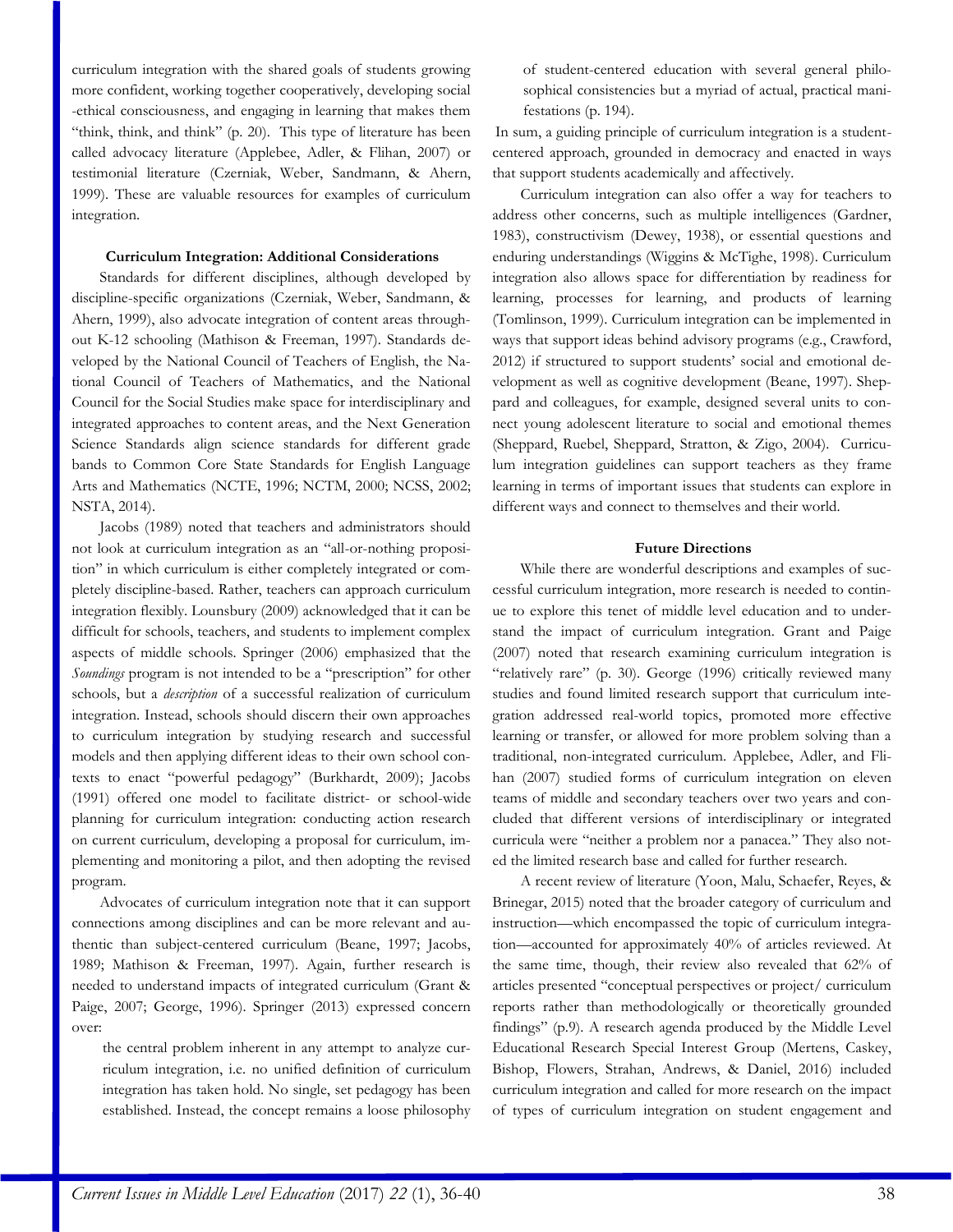curriculum integration with the shared goals of students growing more confident, working together cooperatively, developing social-ethical consciousness, and engaging in learning that makes them "think, think, and think" (p. 20). This type of literature has been called advocacy literature (Applebee, Adler, & Flihan, 2007) or testimonial literature (Czerniak, Weber, Sandmann, & Ahern, 1999). These are valuable resources for examples of curriculum integration.

### Curriculum Integration: Additional Considerations

Standards for different disciplines, although developed by discipline-specific organizations (Czerniak, Weber, Sandmann, & Ahern, 1999), also advocate integration of content areas throughout K-12 schooling (Mathison & Freeman, 1997). Standards developed by the National Council of Teachers of English, the National Council of Teachers of Mathematics, and the National Council for the Social Studies make space for interdisciplinary and integrated approaches to content areas, and the Next Generation Science Standards align science standards for different grade bands to Common Core State Standards for English Language Arts and Mathematics (NCTE, 1996; NCTM, 2000; NCSS, 2002; NSTA, 2014).

Jacobs (1989) noted that teachers and administrators should not look at curriculum integration as an "all-or-nothing proposition" in which curriculum is either completely integrated or completely discipline-based. Rather, teachers can approach curriculum integration flexibly. Lounsbury (2009) acknowledged that it can be difficult for schools, teachers, and students to implement complex aspects of middle schools. Springer (2006) emphasized that the *Soundings* program is not intended to be a "prescription" for other schools, but a *description* of a successful realization of curriculum integration. Instead, schools should discern their own approaches to curriculum integration by studying research and successful models and then applying different ideas to their own school contexts to enact "powerful pedagogy" (Burkhardt, 2009); Jacobs (1991) offered one model to facilitate district- or school-wide planning for curriculum integration: conducting action research on current curriculum, developing a proposal for curriculum, implementing and monitoring a pilot, and then adopting the revised program.

Advocates of curriculum integration note that it can support connections among disciplines and can be more relevant and authentic than subject-centered curriculum (Beane, 1997; Jacobs, 1989; Mathison & Freeman, 1997). Again, further research is needed to understand impacts of integrated curriculum (Grant & Paige, 2007; George, 1996). Springer (2013) expressed concern over:

> the central problem inherent in any attempt to analyze curriculum integration, i.e. no unified definition of curriculum integration has taken hold. No single, set pedagogy has been established. Instead, the concept remains a loose philosophy of student-centered education with several general philosophical consistencies but a myriad of actual, practical manifestations (p. 194).

In sum, a guiding principle of curriculum integration is a student-centered approach, grounded in democracy and enacted in ways that support students academically and affectively.

Curriculum integration can also offer a way for teachers to address other concerns, such as multiple intelligences (Gardner, 1983), constructivism (Dewey, 1938), or essential questions and enduring understandings (Wiggins & McTighe, 1998). Curriculum integration also allows space for differentiation by readiness for learning, processes for learning, and products of learning (Tomlinson, 1999). Curriculum integration can be implemented in ways that support ideas behind advisory programs (e.g., Crawford, 2012) if structured to support students' social and emotional development as well as cognitive development (Beane, 1997). Sheppard and colleagues, for example, designed several units to connect young adolescent literature to social and emotional themes (Sheppard, Ruebel, Sheppard, Stratton, & Zigo, 2004). Curriculum integration guidelines can support teachers as they frame learning in terms of important issues that students can explore in different ways and connect to themselves and their world.

### Future Directions

While there are wonderful descriptions and examples of successful curriculum integration, more research is needed to continue to explore this tenet of middle level education and to understand the impact of curriculum integration. Grant and Paige (2007) noted that research examining curriculum integration is "relatively rare" (p. 30). George (1996) critically reviewed many studies and found limited research support that curriculum integration addressed real-world topics, promoted more effective learning or transfer, or allowed for more problem solving than a traditional, non-integrated curriculum. Applebee, Adler, and Flihan (2007) studied forms of curriculum integration on eleven teams of middle and secondary teachers over two years and concluded that different versions of interdisciplinary or integrated curricula were "neither a problem nor a panacea." They also noted the limited research base and called for further research.

A recent review of literature (Yoon, Malu, Schaefer, Reyes, & Brinegar, 2015) noted that the broader category of curriculum and instruction—which encompassed the topic of curriculum integration—accounted for approximately 40% of articles reviewed. At the same time, though, their review also revealed that 62% of articles presented "conceptual perspectives or project/ curriculum reports rather than methodologically or theoretically grounded findings" (p.9). A research agenda produced by the Middle Level Educational Research Special Interest Group (Mertens, Caskey, Bishop, Flowers, Strahan, Andrews, & Daniel, 2016) included curriculum integration and called for more research on the impact of types of curriculum integration on student engagement and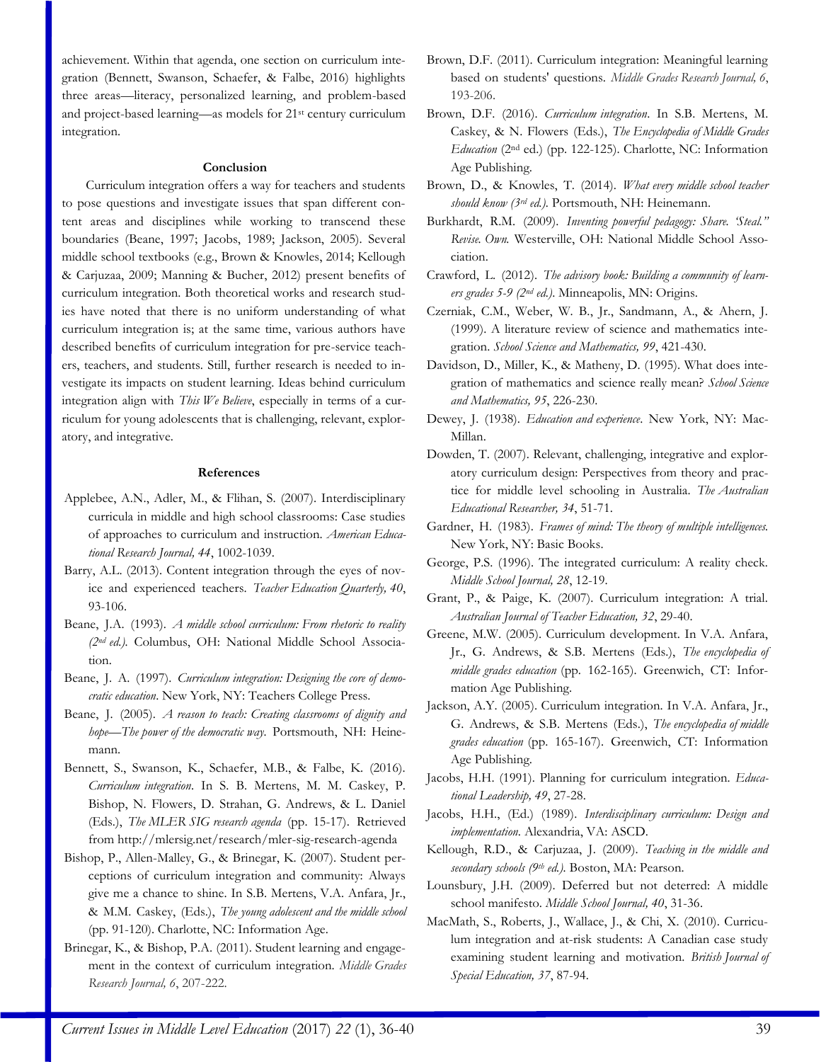achievement. Within that agenda, one section on curriculum integration (Bennett, Swanson, Schaefer, & Falbe, 2016) highlights three areas—literacy, personalized learning, and problem-based and project-based learning—as models for 21st century curriculum integration.

### Conclusion

Curriculum integration offers a way for teachers and students to pose questions and investigate issues that span different content areas and disciplines while working to transcend these boundaries (Beane, 1997; Jacobs, 1989; Jackson, 2005). Several middle school textbooks (e.g., Brown & Knowles, 2014; Kellough & Carjuzaa, 2009; Manning & Bucher, 2012) present benefits of curriculum integration. Both theoretical works and research studies have noted that there is no uniform understanding of what curriculum integration is; at the same time, various authors have described benefits of curriculum integration for pre-service teachers, teachers, and students. Still, further research is needed to investigate its impacts on student learning. Ideas behind curriculum integration align with *This We Believe*, especially in terms of a curriculum for young adolescents that is challenging, relevant, exploratory, and integrative.

### References

Applebee, A.N., Adler, M., & Flihan, S. (2007). Interdisciplinary curricula in middle and high school classrooms: Case studies of approaches to curriculum and instruction. *American Educational Research Journal, 44*, 1002-1039.

Barry, A.L. (2013). Content integration through the eyes of novice and experienced teachers. *Teacher Education Quarterly, 40*, 93-106.

Beane, J.A. (1993). *A middle school curriculum: From rhetoric to reality (2nd ed.).* Columbus, OH: National Middle School Association.

Beane, J. A. (1997). *Curriculum integration: Designing the core of democratic education*. New York, NY: Teachers College Press.

Beane, J. (2005). *A reason to teach: Creating classrooms of dignity and hope—The power of the democratic way.* Portsmouth, NH: Heinemann.

Bennett, S., Swanson, K., Schaefer, M.B., & Falbe, K. (2016). *Curriculum integration*. In S. B. Mertens, M. M. Caskey, P. Bishop, N. Flowers, D. Strahan, G. Andrews, & L. Daniel (Eds.), *The MLER SIG research agenda* (pp. 15-17). Retrieved from http://mlersig.net/research/mler-sig-research-agenda

Bishop, P., Allen-Malley, G., & Brinegar, K. (2007). Student perceptions of curriculum integration and community: Always give me a chance to shine. In S.B. Mertens, V.A. Anfara, Jr., & M.M. Caskey, (Eds.), *The young adolescent and the middle school* (pp. 91-120). Charlotte, NC: Information Age.

Brinegar, K., & Bishop, P.A. (2011). Student learning and engagement in the context of curriculum integration. *Middle Grades Research Journal, 6*, 207-222.

Brown, D.F. (2011). Curriculum integration: Meaningful learning based on students' questions. *Middle Grades Research Journal, 6*, 193-206.

Brown, D.F. (2016). *Curriculum integration*. In S.B. Mertens, M. Caskey, & N. Flowers (Eds.), *The Encyclopedia of Middle Grades Education* (2nd ed.) (pp. 122-125). Charlotte, NC: Information Age Publishing.

Brown, D., & Knowles, T. (2014). *What every middle school teacher should know (3rd ed.).* Portsmouth, NH: Heinemann.

Burkhardt, R.M. (2009). *Inventing powerful pedagogy: Share. 'Steal." Revise. Own.* Westerville, OH: National Middle School Association.

Crawford, L. (2012). *The advisory book: Building a community of learners grades 5-9 (2nd ed.).* Minneapolis, MN: Origins.

Czerniak, C.M., Weber, W. B., Jr., Sandmann, A., & Ahern, J. (1999). A literature review of science and mathematics integration. *School Science and Mathematics, 99*, 421-430.

Davidson, D., Miller, K., & Matheny, D. (1995). What does integration of mathematics and science really mean? *School Science and Mathematics, 95*, 226-230.

Dewey, J. (1938). *Education and experience*. New York, NY: MacMillan.

Dowden, T. (2007). Relevant, challenging, integrative and exploratory curriculum design: Perspectives from theory and practice for middle level schooling in Australia. *The Australian Educational Researcher, 34*, 51-71.

Gardner, H. (1983). *Frames of mind: The theory of multiple intelligences.* New York, NY: Basic Books.

George, P.S. (1996). The integrated curriculum: A reality check. *Middle School Journal, 28*, 12-19.

Grant, P., & Paige, K. (2007). Curriculum integration: A trial. *Australian Journal of Teacher Education, 32*, 29-40.

Greene, M.W. (2005). Curriculum development. In V.A. Anfara, Jr., G. Andrews, & S.B. Mertens (Eds.), *The encyclopedia of middle grades education* (pp. 162-165). Greenwich, CT: Information Age Publishing.

Jackson, A.Y. (2005). Curriculum integration. In V.A. Anfara, Jr., G. Andrews, & S.B. Mertens (Eds.), *The encyclopedia of middle grades education* (pp. 165-167). Greenwich, CT: Information Age Publishing.

Jacobs, H.H. (1991). Planning for curriculum integration. *Educational Leadership, 49*, 27-28.

Jacobs, H.H., (Ed.) (1989). *Interdisciplinary curriculum: Design and implementation.* Alexandria, VA: ASCD.

Kellough, R.D., & Carjuzaa, J. (2009). *Teaching in the middle and secondary schools (9th ed.).* Boston, MA: Pearson.

Lounsbury, J.H. (2009). Deferred but not deterred: A middle school manifesto. *Middle School Journal, 40*, 31-36.

MacMath, S., Roberts, J., Wallace, J., & Chi, X. (2010). Curriculum integration and at-risk students: A Canadian case study examining student learning and motivation. *British Journal of Special Education, 37*, 87-94.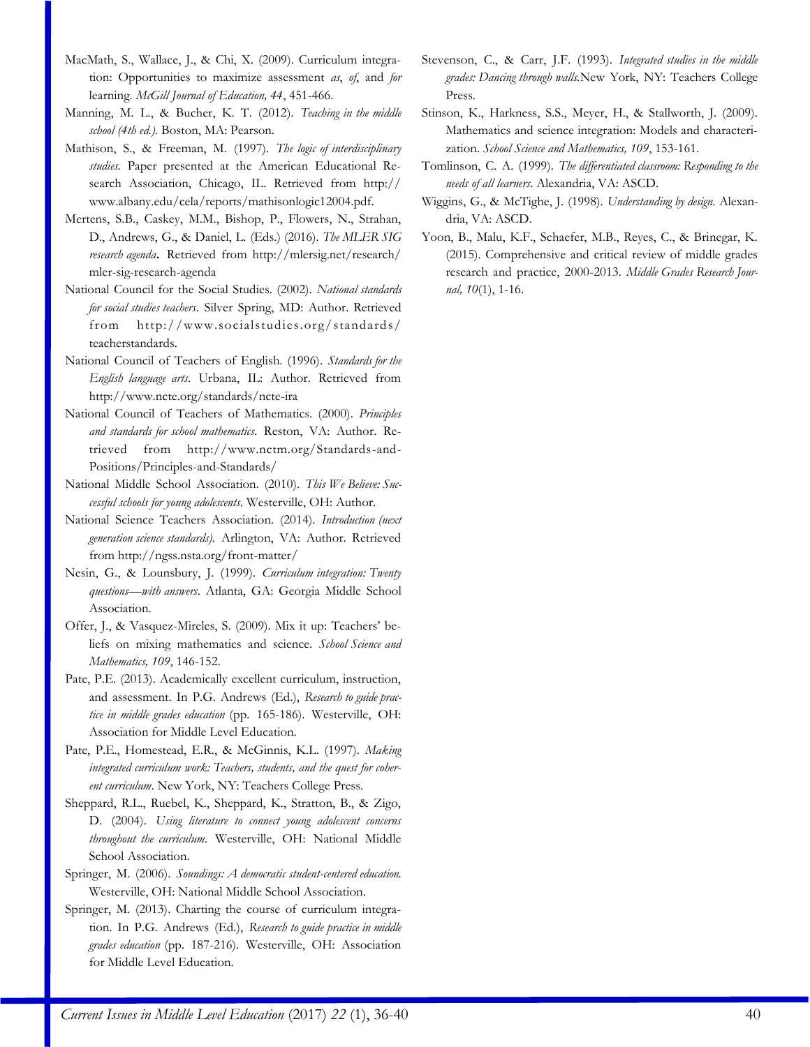MacMath, S., Wallace, J., & Chi, X. (2009). Curriculum integration: Opportunities to maximize assessment *as*, *of*, and *for* learning. *McGill Journal of Education, 44*, 451-466.

Manning, M. L., & Bucher, K. T. (2012). *Teaching in the middle school (4th ed.).* Boston, MA: Pearson.

Mathison, S., & Freeman, M. (1997). *The logic of interdisciplinary studies.* Paper presented at the American Educational Research Association, Chicago, IL. Retrieved from http://www.albany.edu/cela/reports/mathisonlogic12004.pdf.

Mertens, S.B., Caskey, M.M., Bishop, P., Flowers, N., Strahan, D., Andrews, G., & Daniel, L. (Eds.) (2016). *The MLER SIG research agenda***.** Retrieved from http://mlersig.net/research/mler-sig-research-agenda

National Council for the Social Studies. (2002). *National standards for social studies teachers*. Silver Spring, MD: Author. Retrieved from http://www.socialstudies.org/standards/teacherstandards.

National Council of Teachers of English. (1996). *Standards for the English language arts*. Urbana, IL: Author. Retrieved from http://www.ncte.org/standards/ncte-ira

National Council of Teachers of Mathematics. (2000). *Principles and standards for school mathematics*. Reston, VA: Author. Retrieved from http://www.nctm.org/Standards-and-Positions/Principles-and-Standards/

National Middle School Association. (2010). *This We Believe: Successful schools for young adolescents*. Westerville, OH: Author.

National Science Teachers Association. (2014). *Introduction (next generation science standards).* Arlington, VA: Author. Retrieved from http://ngss.nsta.org/front-matter/

Nesin, G., & Lounsbury, J. (1999). *Curriculum integration: Twenty questions—with answers*. Atlanta, GA: Georgia Middle School Association.

Offer, J., & Vasquez-Mireles, S. (2009). Mix it up: Teachers' beliefs on mixing mathematics and science. *School Science and Mathematics, 109*, 146-152.

Pate, P.E. (2013). Academically excellent curriculum, instruction, and assessment. In P.G. Andrews (Ed.), *Research to guide practice in middle grades education* (pp. 165-186). Westerville, OH: Association for Middle Level Education.

Pate, P.E., Homestead, E.R., & McGinnis, K.L. (1997). *Making integrated curriculum work: Teachers, students, and the quest for coherent curriculum*. New York, NY: Teachers College Press.

Sheppard, R.L., Ruebel, K., Sheppard, K., Stratton, B., & Zigo, D. (2004). *Using literature to connect young adolescent concerns throughout the curriculum*. Westerville, OH: National Middle School Association.

Springer, M. (2006). *Soundings: A democratic student-centered education.* Westerville, OH: National Middle School Association.

Springer, M. (2013). Charting the course of curriculum integration. In P.G. Andrews (Ed.), *Research to guide practice in middle grades education* (pp. 187-216). Westerville, OH: Association for Middle Level Education.

Stevenson, C., & Carr, J.F. (1993). *Integrated studies in the middle grades: Dancing through walls.*New York, NY: Teachers College Press.

Stinson, K., Harkness, S.S., Meyer, H., & Stallworth, J. (2009). Mathematics and science integration: Models and characterization. *School Science and Mathematics, 109*, 153-161.

Tomlinson, C. A. (1999). *The differentiated classroom: Responding to the needs of all learners*. Alexandria, VA: ASCD.

Wiggins, G., & McTighe, J. (1998). *Understanding by design*. Alexandria, VA: ASCD.

Yoon, B., Malu, K.F., Schaefer, M.B., Reyes, C., & Brinegar, K. (2015). Comprehensive and critical review of middle grades research and practice, 2000-2013. *Middle Grades Research Journal, 10*(1), 1-16.